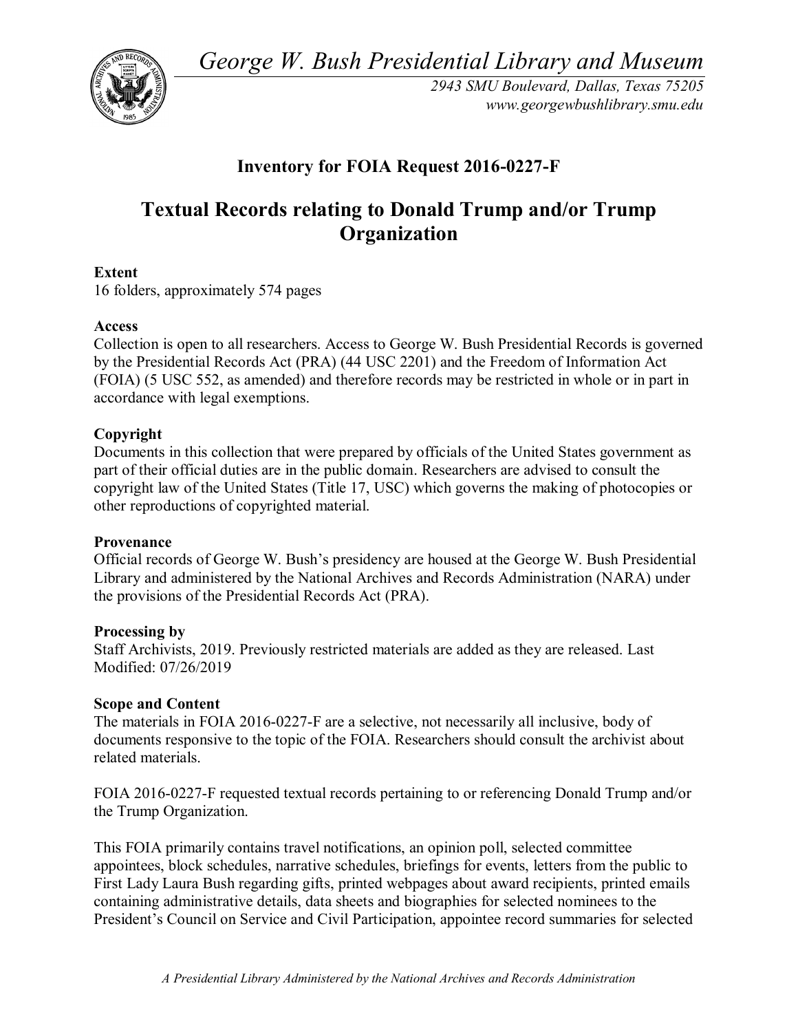*George W. Bush Presidential Library and Museum*

*2943 SMU Boulevard, Dallas, Texas 75205*
*www.georgewbushlibrary.smu.edu*

## Inventory for FOIA Request 2016-0227-F

# Textual Records relating to Donald Trump and/or Trump Organization

**Extent**
16 folders, approximately 574 pages

**Access**
Collection is open to all researchers. Access to George W. Bush Presidential Records is governed by the Presidential Records Act (PRA) (44 USC 2201) and the Freedom of Information Act (FOIA) (5 USC 552, as amended) and therefore records may be restricted in whole or in part in accordance with legal exemptions.

**Copyright**
Documents in this collection that were prepared by officials of the United States government as part of their official duties are in the public domain. Researchers are advised to consult the copyright law of the United States (Title 17, USC) which governs the making of photocopies or other reproductions of copyrighted material.

**Provenance**
Official records of George W. Bush's presidency are housed at the George W. Bush Presidential Library and administered by the National Archives and Records Administration (NARA) under the provisions of the Presidential Records Act (PRA).

**Processing by**
Staff Archivists, 2019. Previously restricted materials are added as they are released. Last Modified: 07/26/2019

**Scope and Content**
The materials in FOIA 2016-0227-F are a selective, not necessarily all inclusive, body of documents responsive to the topic of the FOIA. Researchers should consult the archivist about related materials.

FOIA 2016-0227-F requested textual records pertaining to or referencing Donald Trump and/or the Trump Organization.

This FOIA primarily contains travel notifications, an opinion poll, selected committee appointees, block schedules, narrative schedules, briefings for events, letters from the public to First Lady Laura Bush regarding gifts, printed webpages about award recipients, printed emails containing administrative details, data sheets and biographies for selected nominees to the President's Council on Service and Civil Participation, appointee record summaries for selected

*A Presidential Library Administered by the National Archives and Records Administration*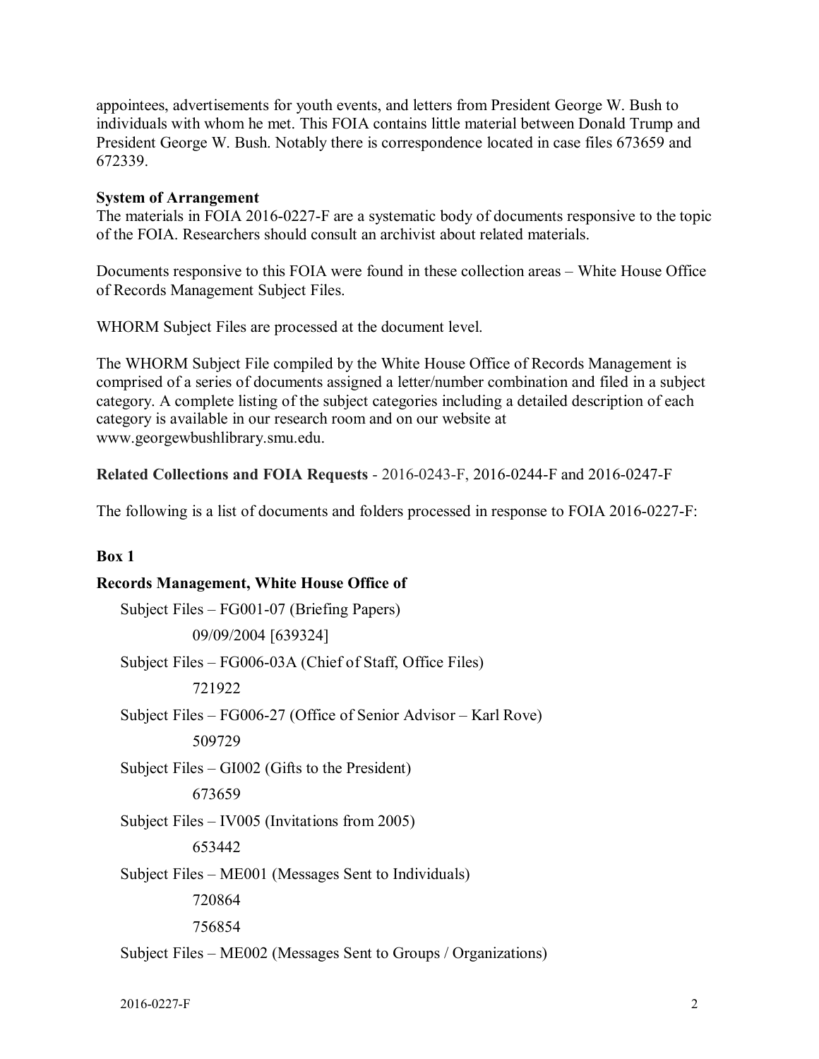appointees, advertisements for youth events, and letters from President George W. Bush to individuals with whom he met. This FOIA contains little material between Donald Trump and President George W. Bush. Notably there is correspondence located in case files 673659 and 672339.

**System of Arrangement**
The materials in FOIA 2016-0227-F are a systematic body of documents responsive to the topic of the FOIA. Researchers should consult an archivist about related materials.

Documents responsive to this FOIA were found in these collection areas – White House Office of Records Management Subject Files.

WHORM Subject Files are processed at the document level.

The WHORM Subject File compiled by the White House Office of Records Management is comprised of a series of documents assigned a letter/number combination and filed in a subject category. A complete listing of the subject categories including a detailed description of each category is available in our research room and on our website at www.georgewbushlibrary.smu.edu.

**Related Collections and FOIA Requests** - 2016-0243-F, 2016-0244-F and 2016-0247-F

The following is a list of documents and folders processed in response to FOIA 2016-0227-F:

**Box 1**

**Records Management, White House Office of**

- Subject Files – FG001-07 (Briefing Papers)
  - 09/09/2004 [639324]
- Subject Files – FG006-03A (Chief of Staff, Office Files)
  - 721922
- Subject Files – FG006-27 (Office of Senior Advisor – Karl Rove)
  - 509729
- Subject Files – GI002 (Gifts to the President)
  - 673659
- Subject Files – IV005 (Invitations from 2005)
  - 653442
- Subject Files – ME001 (Messages Sent to Individuals)
  - 720864
  - 756854
- Subject Files – ME002 (Messages Sent to Groups / Organizations)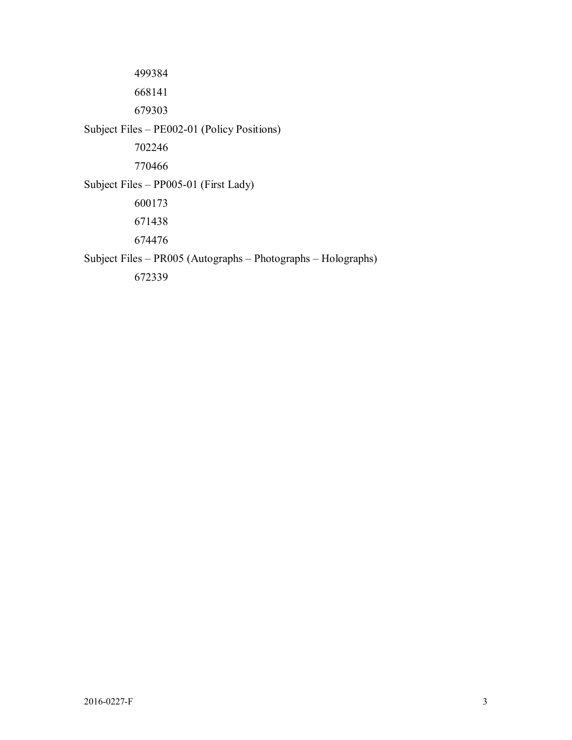499384

668141

679303

Subject Files – PE002-01 (Policy Positions)

702246

770466

Subject Files – PP005-01 (First Lady)

600173

671438

674476

Subject Files – PR005 (Autographs – Photographs – Holographs)

672339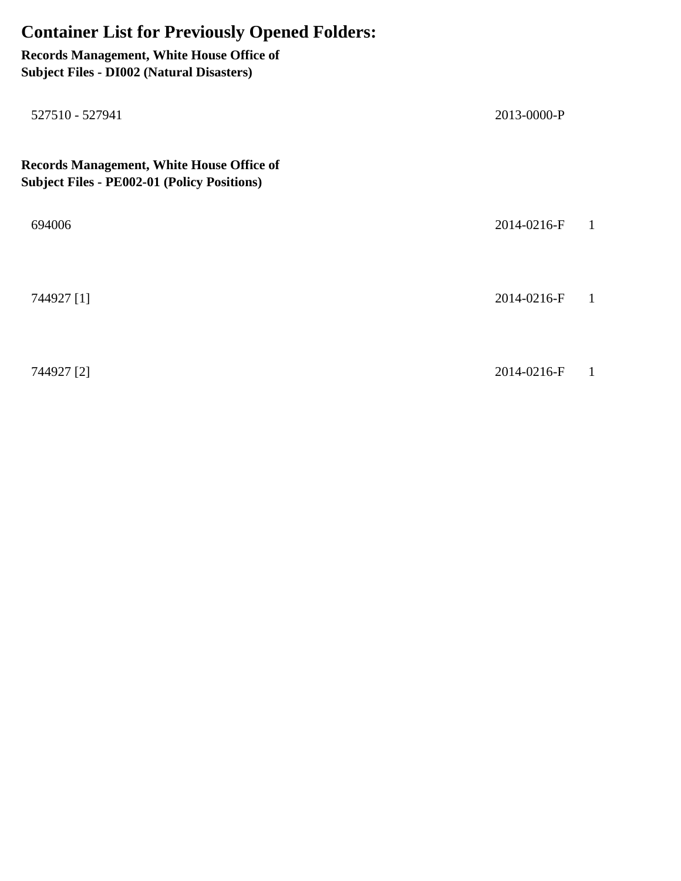# Container List for Previously Opened Folders:

**Records Management, White House Office of**
**Subject Files - DI002 (Natural Disasters)**

| | | |
|---|---|---|
| 527510 - 527941 | 2013-0000-P | |

**Records Management, White House Office of**
**Subject Files - PE002-01 (Policy Positions)**

| | | |
|---|---|---|
| 694006 | 2014-0216-F | 1 |
| 744927 [1] | 2014-0216-F | 1 |
| 744927 [2] | 2014-0216-F | 1 |